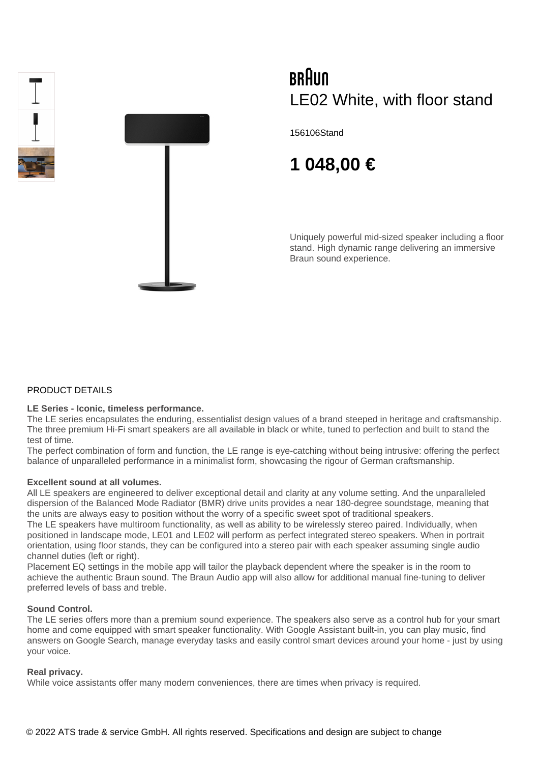BRAUN

# LE02 White, with floor stand

156106Stand

**1 048,00 €**

Uniquely powerful mid-sized speaker including a floor stand. High dynamic range delivering an immersive Braun sound experience.

## PRODUCT DETAILS

**LE Series - Iconic, timeless performance.**
The LE series encapsulates the enduring, essentialist design values of a brand steeped in heritage and craftsmanship. The three premium Hi-Fi smart speakers are all available in black or white, tuned to perfection and built to stand the test of time.
The perfect combination of form and function, the LE range is eye-catching without being intrusive: offering the perfect balance of unparalleled performance in a minimalist form, showcasing the rigour of German craftsmanship.

**Excellent sound at all volumes.**
All LE speakers are engineered to deliver exceptional detail and clarity at any volume setting. And the unparalleled dispersion of the Balanced Mode Radiator (BMR) drive units provides a near 180-degree soundstage, meaning that the units are always easy to position without the worry of a specific sweet spot of traditional speakers.
The LE speakers have multiroom functionality, as well as ability to be wirelessly stereo paired. Individually, when positioned in landscape mode, LE01 and LE02 will perform as perfect integrated stereo speakers. When in portrait orientation, using floor stands, they can be configured into a stereo pair with each speaker assuming single audio channel duties (left or right).
Placement EQ settings in the mobile app will tailor the playback dependent where the speaker is in the room to achieve the authentic Braun sound. The Braun Audio app will also allow for additional manual fine-tuning to deliver preferred levels of bass and treble.

**Sound Control.**
The LE series offers more than a premium sound experience. The speakers also serve as a control hub for your smart home and come equipped with smart speaker functionality. With Google Assistant built-in, you can play music, find answers on Google Search, manage everyday tasks and easily control smart devices around your home - just by using your voice.

**Real privacy.**
While voice assistants offer many modern conveniences, there are times when privacy is required.

© 2022 ATS trade & service GmbH. All rights reserved. Specifications and design are subject to change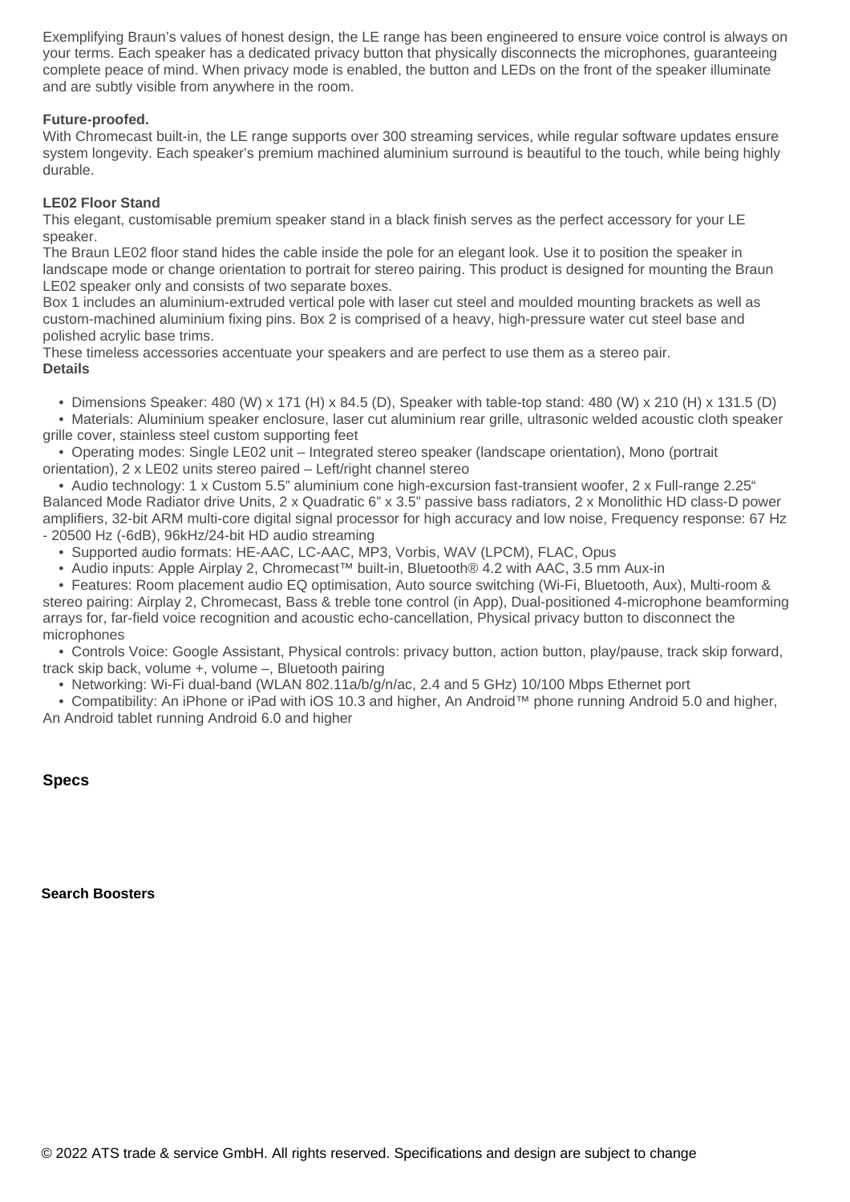Exemplifying Braun's values of honest design, the LE range has been engineered to ensure voice control is always on your terms. Each speaker has a dedicated privacy button that physically disconnects the microphones, guaranteeing complete peace of mind. When privacy mode is enabled, the button and LEDs on the front of the speaker illuminate and are subtly visible from anywhere in the room.

**Future-proofed.**
With Chromecast built-in, the LE range supports over 300 streaming services, while regular software updates ensure system longevity. Each speaker's premium machined aluminium surround is beautiful to the touch, while being highly durable.

**LE02 Floor Stand**
This elegant, customisable premium speaker stand in a black finish serves as the perfect accessory for your LE speaker.
The Braun LE02 floor stand hides the cable inside the pole for an elegant look. Use it to position the speaker in landscape mode or change orientation to portrait for stereo pairing. This product is designed for mounting the Braun LE02 speaker only and consists of two separate boxes.
Box 1 includes an aluminium-extruded vertical pole with laser cut steel and moulded mounting brackets as well as custom-machined aluminium fixing pins. Box 2 is comprised of a heavy, high-pressure water cut steel base and polished acrylic base trims.
These timeless accessories accentuate your speakers and are perfect to use them as a stereo pair.

**Details**

- Dimensions Speaker: 480 (W) x 171 (H) x 84.5 (D), Speaker with table-top stand: 480 (W) x 210 (H) x 131.5 (D)
- Materials: Aluminium speaker enclosure, laser cut aluminium rear grille, ultrasonic welded acoustic cloth speaker grille cover, stainless steel custom supporting feet
- Operating modes: Single LE02 unit – Integrated stereo speaker (landscape orientation), Mono (portrait orientation), 2 x LE02 units stereo paired – Left/right channel stereo
- Audio technology: 1 x Custom 5.5" aluminium cone high-excursion fast-transient woofer, 2 x Full-range 2.25" Balanced Mode Radiator drive Units, 2 x Quadratic 6" x 3.5" passive bass radiators, 2 x Monolithic HD class-D power amplifiers, 32-bit ARM multi-core digital signal processor for high accuracy and low noise, Frequency response: 67 Hz - 20500 Hz (-6dB), 96kHz/24-bit HD audio streaming
- Supported audio formats: HE-AAC, LC-AAC, MP3, Vorbis, WAV (LPCM), FLAC, Opus
- Audio inputs: Apple Airplay 2, Chromecast™ built-in, Bluetooth® 4.2 with AAC, 3.5 mm Aux-in
- Features: Room placement audio EQ optimisation, Auto source switching (Wi-Fi, Bluetooth, Aux), Multi-room & stereo pairing: Airplay 2, Chromecast, Bass & treble tone control (in App), Dual-positioned 4-microphone beamforming arrays for, far-field voice recognition and acoustic echo-cancellation, Physical privacy button to disconnect the microphones
- Controls Voice: Google Assistant, Physical controls: privacy button, action button, play/pause, track skip forward, track skip back, volume +, volume –, Bluetooth pairing
- Networking: Wi-Fi dual-band (WLAN 802.11a/b/g/n/ac, 2.4 and 5 GHz) 10/100 Mbps Ethernet port
- Compatibility: An iPhone or iPad with iOS 10.3 and higher, An Android™ phone running Android 5.0 and higher, An Android tablet running Android 6.0 and higher

**Specs**

**Search Boosters**

© 2022 ATS trade & service GmbH. All rights reserved. Specifications and design are subject to change